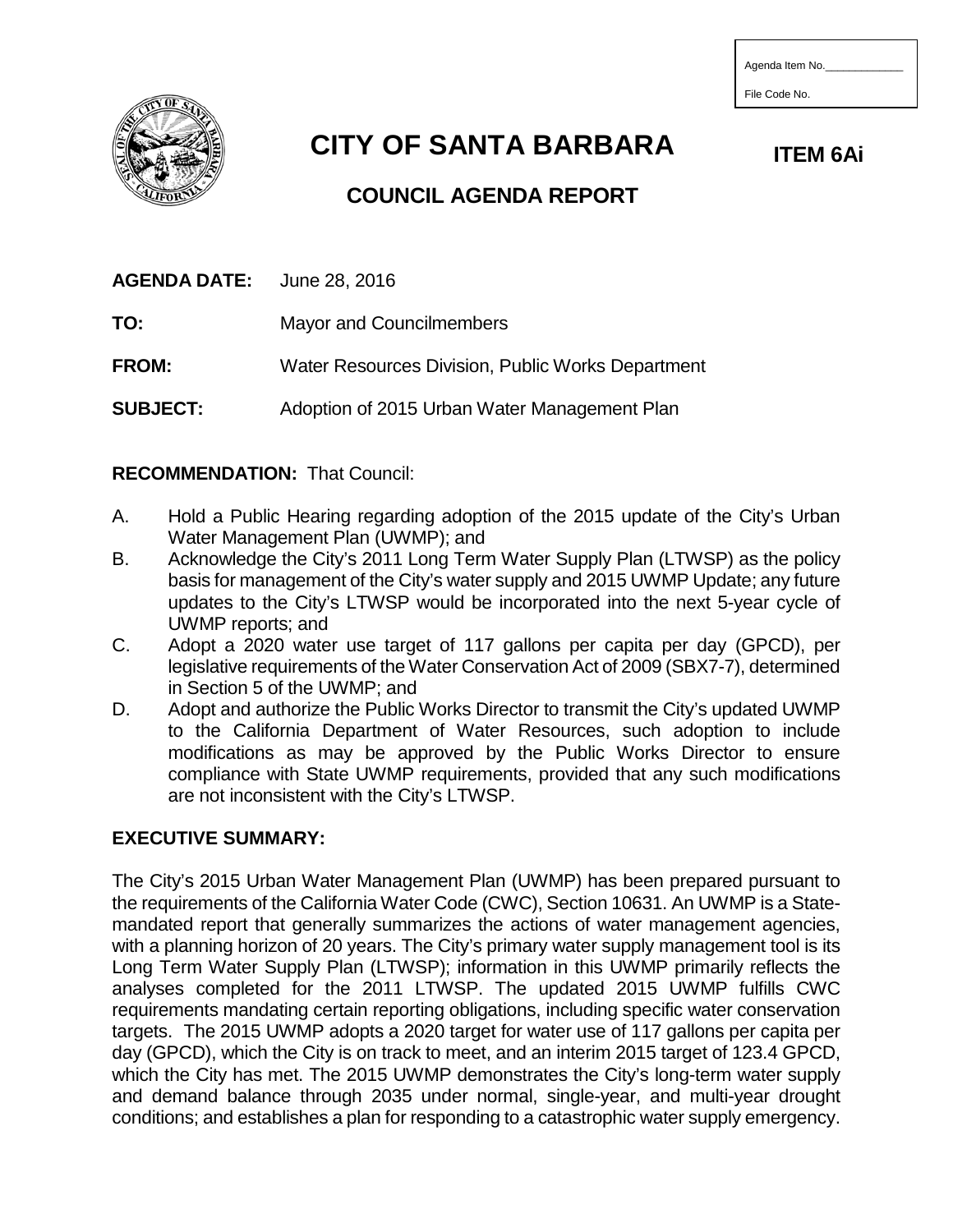Agenda Item No.\_\_\_\_\_\_\_\_\_\_\_\_\_

File Code No.

# CITY OF SANTA BARBARA

**ITEM 6Ai**

## COUNCIL AGENDA REPORT

**AGENDA DATE:** June 28, 2016

**TO:** Mayor and Councilmembers

**FROM:** Water Resources Division, Public Works Department

**SUBJECT:** Adoption of 2015 Urban Water Management Plan

**RECOMMENDATION:** That Council:

A. Hold a Public Hearing regarding adoption of the 2015 update of the City's Urban Water Management Plan (UWMP); and

B. Acknowledge the City's 2011 Long Term Water Supply Plan (LTWSP) as the policy basis for management of the City's water supply and 2015 UWMP Update; any future updates to the City's LTWSP would be incorporated into the next 5-year cycle of UWMP reports; and

C. Adopt a 2020 water use target of 117 gallons per capita per day (GPCD), per legislative requirements of the Water Conservation Act of 2009 (SBX7-7), determined in Section 5 of the UWMP; and

D. Adopt and authorize the Public Works Director to transmit the City's updated UWMP to the California Department of Water Resources, such adoption to include modifications as may be approved by the Public Works Director to ensure compliance with State UWMP requirements, provided that any such modifications are not inconsistent with the City's LTWSP.

**EXECUTIVE SUMMARY:**

The City's 2015 Urban Water Management Plan (UWMP) has been prepared pursuant to the requirements of the California Water Code (CWC), Section 10631. An UWMP is a State-mandated report that generally summarizes the actions of water management agencies, with a planning horizon of 20 years. The City's primary water supply management tool is its Long Term Water Supply Plan (LTWSP); information in this UWMP primarily reflects the analyses completed for the 2011 LTWSP. The updated 2015 UWMP fulfills CWC requirements mandating certain reporting obligations, including specific water conservation targets. The 2015 UWMP adopts a 2020 target for water use of 117 gallons per capita per day (GPCD), which the City is on track to meet, and an interim 2015 target of 123.4 GPCD, which the City has met. The 2015 UWMP demonstrates the City's long-term water supply and demand balance through 2035 under normal, single-year, and multi-year drought conditions; and establishes a plan for responding to a catastrophic water supply emergency.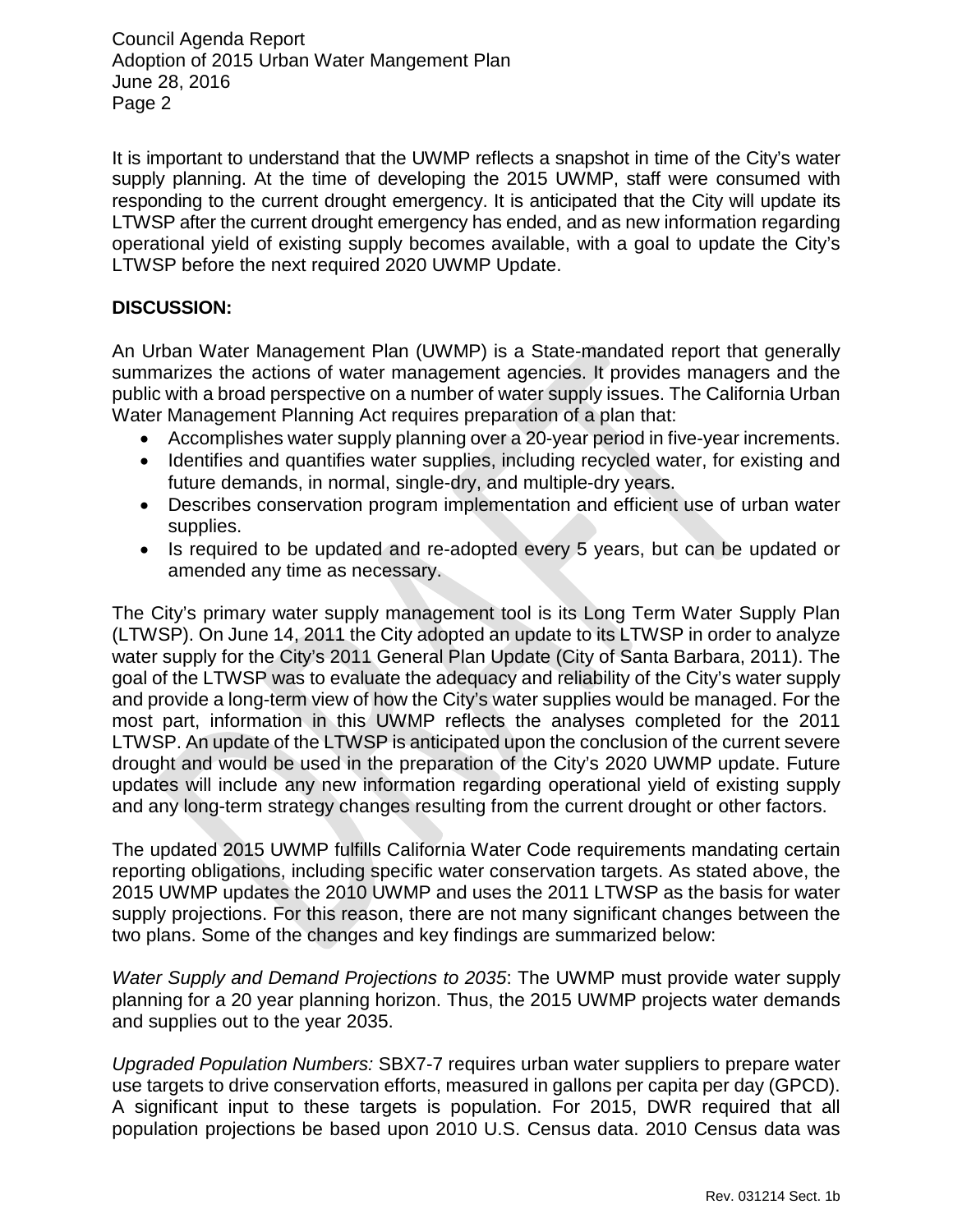It is important to understand that the UWMP reflects a snapshot in time of the City's water supply planning. At the time of developing the 2015 UWMP, staff were consumed with responding to the current drought emergency. It is anticipated that the City will update its LTWSP after the current drought emergency has ended, and as new information regarding operational yield of existing supply becomes available, with a goal to update the City's LTWSP before the next required 2020 UWMP Update.

**DISCUSSION:**

An Urban Water Management Plan (UWMP) is a State-mandated report that generally summarizes the actions of water management agencies. It provides managers and the public with a broad perspective on a number of water supply issues. The California Urban Water Management Planning Act requires preparation of a plan that:

- Accomplishes water supply planning over a 20-year period in five-year increments.
- Identifies and quantifies water supplies, including recycled water, for existing and future demands, in normal, single-dry, and multiple-dry years.
- Describes conservation program implementation and efficient use of urban water supplies.
- Is required to be updated and re-adopted every 5 years, but can be updated or amended any time as necessary.

The City's primary water supply management tool is its Long Term Water Supply Plan (LTWSP). On June 14, 2011 the City adopted an update to its LTWSP in order to analyze water supply for the City's 2011 General Plan Update (City of Santa Barbara, 2011). The goal of the LTWSP was to evaluate the adequacy and reliability of the City's water supply and provide a long-term view of how the City's water supplies would be managed. For the most part, information in this UWMP reflects the analyses completed for the 2011 LTWSP. An update of the LTWSP is anticipated upon the conclusion of the current severe drought and would be used in the preparation of the City's 2020 UWMP update. Future updates will include any new information regarding operational yield of existing supply and any long-term strategy changes resulting from the current drought or other factors.

The updated 2015 UWMP fulfills California Water Code requirements mandating certain reporting obligations, including specific water conservation targets. As stated above, the 2015 UWMP updates the 2010 UWMP and uses the 2011 LTWSP as the basis for water supply projections. For this reason, there are not many significant changes between the two plans. Some of the changes and key findings are summarized below:

*Water Supply and Demand Projections to 2035*: The UWMP must provide water supply planning for a 20 year planning horizon. Thus, the 2015 UWMP projects water demands and supplies out to the year 2035.

*Upgraded Population Numbers:* SBX7-7 requires urban water suppliers to prepare water use targets to drive conservation efforts, measured in gallons per capita per day (GPCD). A significant input to these targets is population. For 2015, DWR required that all population projections be based upon 2010 U.S. Census data. 2010 Census data was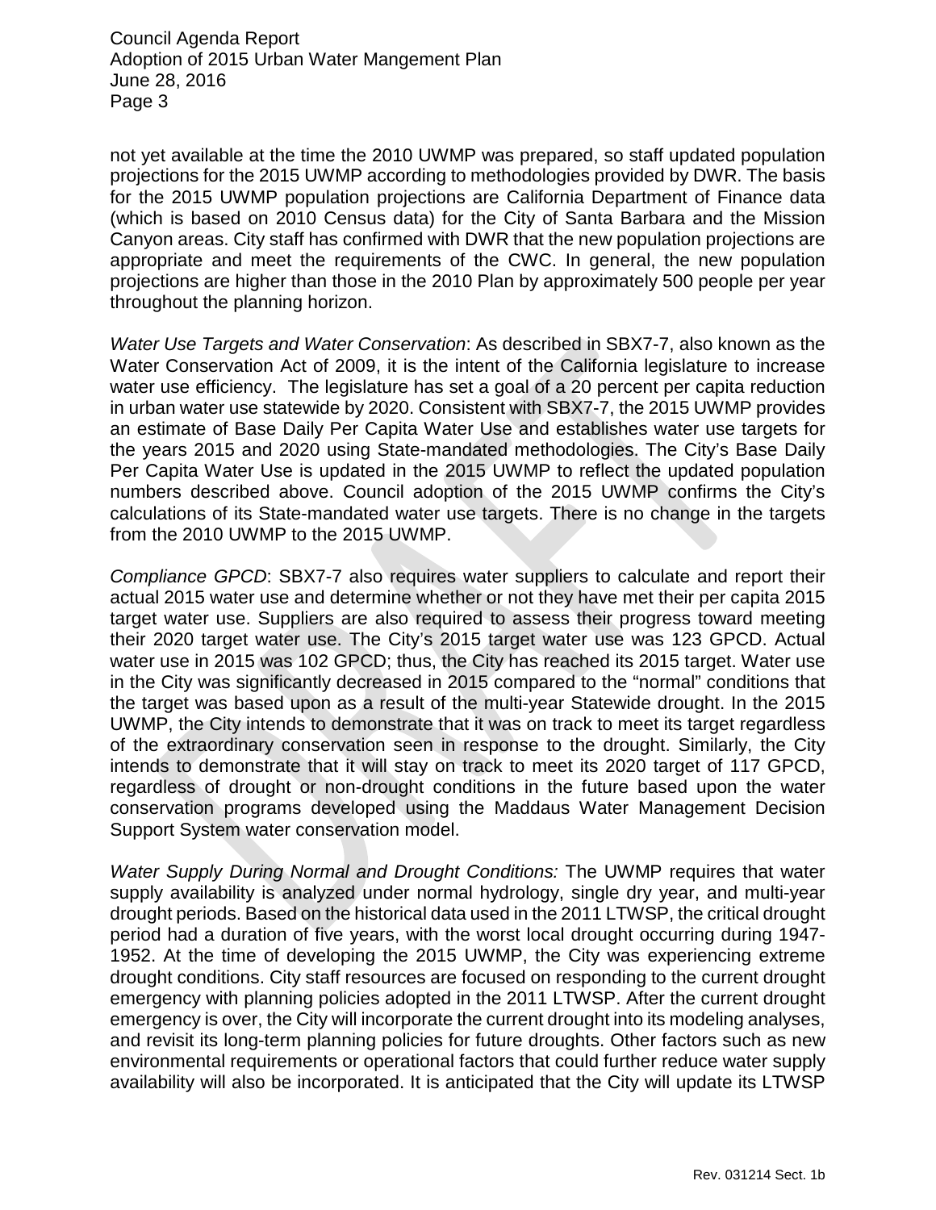not yet available at the time the 2010 UWMP was prepared, so staff updated population projections for the 2015 UWMP according to methodologies provided by DWR. The basis for the 2015 UWMP population projections are California Department of Finance data (which is based on 2010 Census data) for the City of Santa Barbara and the Mission Canyon areas. City staff has confirmed with DWR that the new population projections are appropriate and meet the requirements of the CWC. In general, the new population projections are higher than those in the 2010 Plan by approximately 500 people per year throughout the planning horizon.

*Water Use Targets and Water Conservation*: As described in SBX7-7, also known as the Water Conservation Act of 2009, it is the intent of the California legislature to increase water use efficiency. The legislature has set a goal of a 20 percent per capita reduction in urban water use statewide by 2020. Consistent with SBX7-7, the 2015 UWMP provides an estimate of Base Daily Per Capita Water Use and establishes water use targets for the years 2015 and 2020 using State-mandated methodologies. The City's Base Daily Per Capita Water Use is updated in the 2015 UWMP to reflect the updated population numbers described above. Council adoption of the 2015 UWMP confirms the City's calculations of its State-mandated water use targets. There is no change in the targets from the 2010 UWMP to the 2015 UWMP.

*Compliance GPCD*: SBX7-7 also requires water suppliers to calculate and report their actual 2015 water use and determine whether or not they have met their per capita 2015 target water use. Suppliers are also required to assess their progress toward meeting their 2020 target water use. The City's 2015 target water use was 123 GPCD. Actual water use in 2015 was 102 GPCD; thus, the City has reached its 2015 target. Water use in the City was significantly decreased in 2015 compared to the "normal" conditions that the target was based upon as a result of the multi-year Statewide drought. In the 2015 UWMP, the City intends to demonstrate that it was on track to meet its target regardless of the extraordinary conservation seen in response to the drought. Similarly, the City intends to demonstrate that it will stay on track to meet its 2020 target of 117 GPCD, regardless of drought or non-drought conditions in the future based upon the water conservation programs developed using the Maddaus Water Management Decision Support System water conservation model.

*Water Supply During Normal and Drought Conditions:* The UWMP requires that water supply availability is analyzed under normal hydrology, single dry year, and multi-year drought periods. Based on the historical data used in the 2011 LTWSP, the critical drought period had a duration of five years, with the worst local drought occurring during 1947-1952. At the time of developing the 2015 UWMP, the City was experiencing extreme drought conditions. City staff resources are focused on responding to the current drought emergency with planning policies adopted in the 2011 LTWSP. After the current drought emergency is over, the City will incorporate the current drought into its modeling analyses, and revisit its long-term planning policies for future droughts. Other factors such as new environmental requirements or operational factors that could further reduce water supply availability will also be incorporated. It is anticipated that the City will update its LTWSP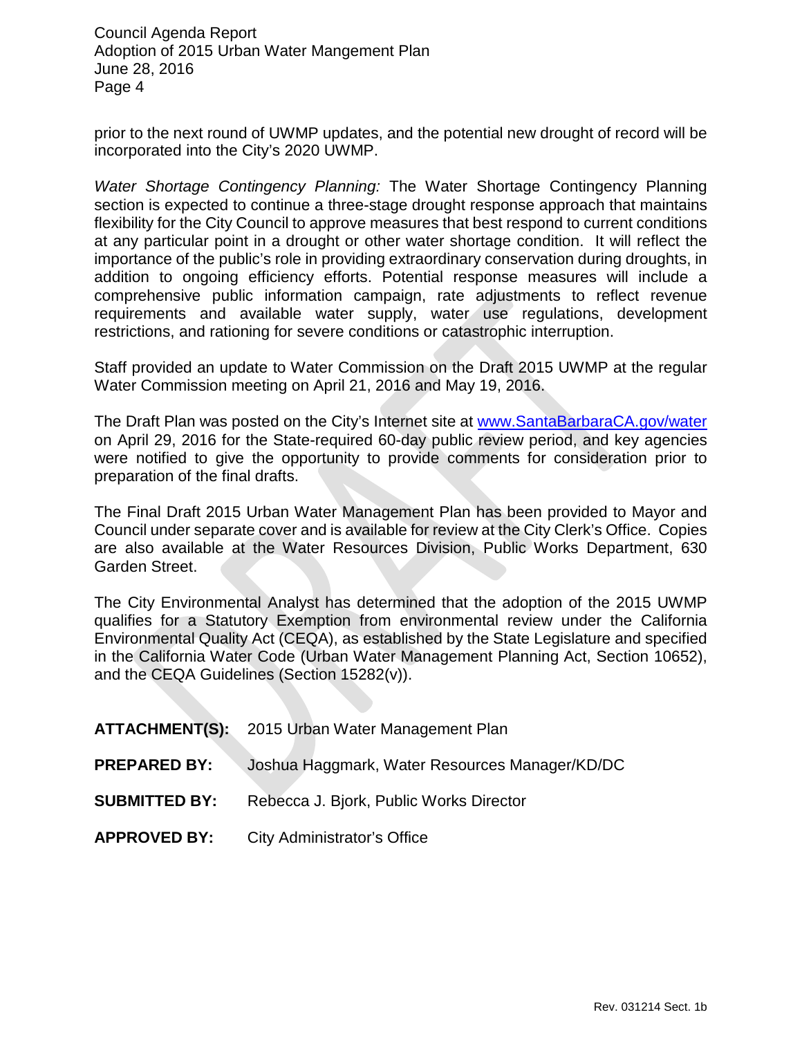prior to the next round of UWMP updates, and the potential new drought of record will be incorporated into the City's 2020 UWMP.

*Water Shortage Contingency Planning:* The Water Shortage Contingency Planning section is expected to continue a three-stage drought response approach that maintains flexibility for the City Council to approve measures that best respond to current conditions at any particular point in a drought or other water shortage condition. It will reflect the importance of the public's role in providing extraordinary conservation during droughts, in addition to ongoing efficiency efforts. Potential response measures will include a comprehensive public information campaign, rate adjustments to reflect revenue requirements and available water supply, water use regulations, development restrictions, and rationing for severe conditions or catastrophic interruption.

Staff provided an update to Water Commission on the Draft 2015 UWMP at the regular Water Commission meeting on April 21, 2016 and May 19, 2016.

The Draft Plan was posted on the City's Internet site at [www.SantaBarbaraCA.gov/water](http://www.SantaBarbaraCA.gov/water) on April 29, 2016 for the State-required 60-day public review period, and key agencies were notified to give the opportunity to provide comments for consideration prior to preparation of the final drafts.

The Final Draft 2015 Urban Water Management Plan has been provided to Mayor and Council under separate cover and is available for review at the City Clerk's Office. Copies are also available at the Water Resources Division, Public Works Department, 630 Garden Street.

The City Environmental Analyst has determined that the adoption of the 2015 UWMP qualifies for a Statutory Exemption from environmental review under the California Environmental Quality Act (CEQA), as established by the State Legislature and specified in the California Water Code (Urban Water Management Planning Act, Section 10652), and the CEQA Guidelines (Section 15282(v)).

**ATTACHMENT(S):** 2015 Urban Water Management Plan

**PREPARED BY:** Joshua Haggmark, Water Resources Manager/KD/DC

**SUBMITTED BY:** Rebecca J. Bjork, Public Works Director

**APPROVED BY:** City Administrator's Office